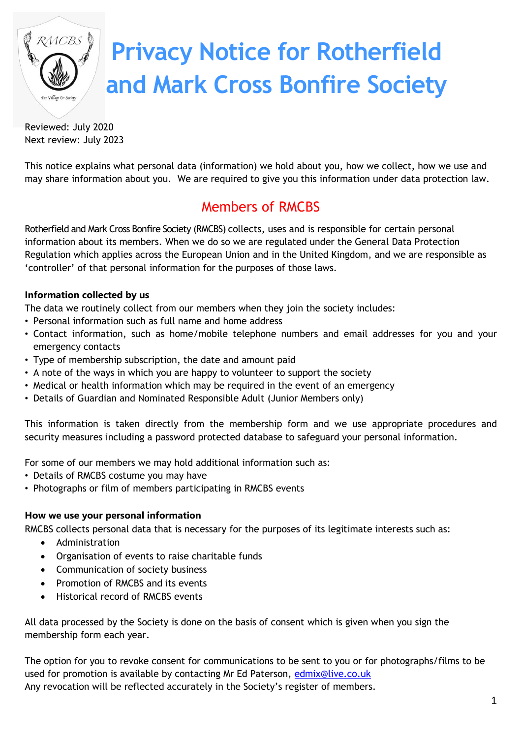# Privacy Notice for Rotherfield and Mark Cross Bonfire Society

Reviewed: July 2020
Next review: July 2023

This notice explains what personal data (information) we hold about you, how we collect, how we use and may share information about you. We are required to give you this information under data protection law.

## Members of RMCBS

Rotherfield and Mark Cross Bonfire Society (RMCBS) collects, uses and is responsible for certain personal information about its members. When we do so we are regulated under the General Data Protection Regulation which applies across the European Union and in the United Kingdom, and we are responsible as 'controller' of that personal information for the purposes of those laws.

**Information collected by us**

The data we routinely collect from our members when they join the society includes:

- Personal information such as full name and home address
- Contact information, such as home/mobile telephone numbers and email addresses for you and your emergency contacts
- Type of membership subscription, the date and amount paid
- A note of the ways in which you are happy to volunteer to support the society
- Medical or health information which may be required in the event of an emergency
- Details of Guardian and Nominated Responsible Adult (Junior Members only)

This information is taken directly from the membership form and we use appropriate procedures and security measures including a password protected database to safeguard your personal information.

For some of our members we may hold additional information such as:

- Details of RMCBS costume you may have
- Photographs or film of members participating in RMCBS events

**How we use your personal information**

RMCBS collects personal data that is necessary for the purposes of its legitimate interests such as:

- Administration
- Organisation of events to raise charitable funds
- Communication of society business
- Promotion of RMCBS and its events
- Historical record of RMCBS events

All data processed by the Society is done on the basis of consent which is given when you sign the membership form each year.

The option for you to revoke consent for communications to be sent to you or for photographs/films to be used for promotion is available by contacting Mr Ed Paterson, edmix@live.co.uk
Any revocation will be reflected accurately in the Society's register of members.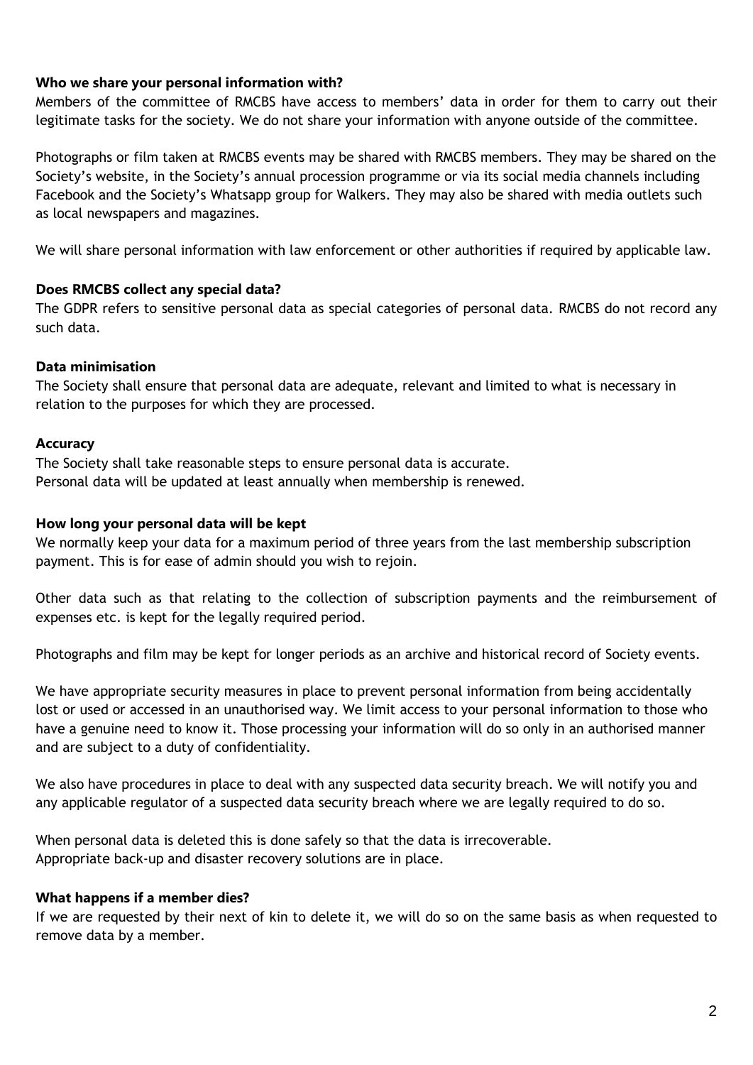**Who we share your personal information with?**

Members of the committee of RMCBS have access to members' data in order for them to carry out their legitimate tasks for the society. We do not share your information with anyone outside of the committee.

Photographs or film taken at RMCBS events may be shared with RMCBS members. They may be shared on the Society's website, in the Society's annual procession programme or via its social media channels including Facebook and the Society's Whatsapp group for Walkers. They may also be shared with media outlets such as local newspapers and magazines.

We will share personal information with law enforcement or other authorities if required by applicable law.

**Does RMCBS collect any special data?**

The GDPR refers to sensitive personal data as special categories of personal data. RMCBS do not record any such data.

**Data minimisation**

The Society shall ensure that personal data are adequate, relevant and limited to what is necessary in relation to the purposes for which they are processed.

**Accuracy**

The Society shall take reasonable steps to ensure personal data is accurate.
Personal data will be updated at least annually when membership is renewed.

**How long your personal data will be kept**

We normally keep your data for a maximum period of three years from the last membership subscription payment. This is for ease of admin should you wish to rejoin.

Other data such as that relating to the collection of subscription payments and the reimbursement of expenses etc. is kept for the legally required period.

Photographs and film may be kept for longer periods as an archive and historical record of Society events.

We have appropriate security measures in place to prevent personal information from being accidentally lost or used or accessed in an unauthorised way. We limit access to your personal information to those who have a genuine need to know it. Those processing your information will do so only in an authorised manner and are subject to a duty of confidentiality.

We also have procedures in place to deal with any suspected data security breach. We will notify you and any applicable regulator of a suspected data security breach where we are legally required to do so.

When personal data is deleted this is done safely so that the data is irrecoverable.
Appropriate back-up and disaster recovery solutions are in place.

**What happens if a member dies?**

If we are requested by their next of kin to delete it, we will do so on the same basis as when requested to remove data by a member.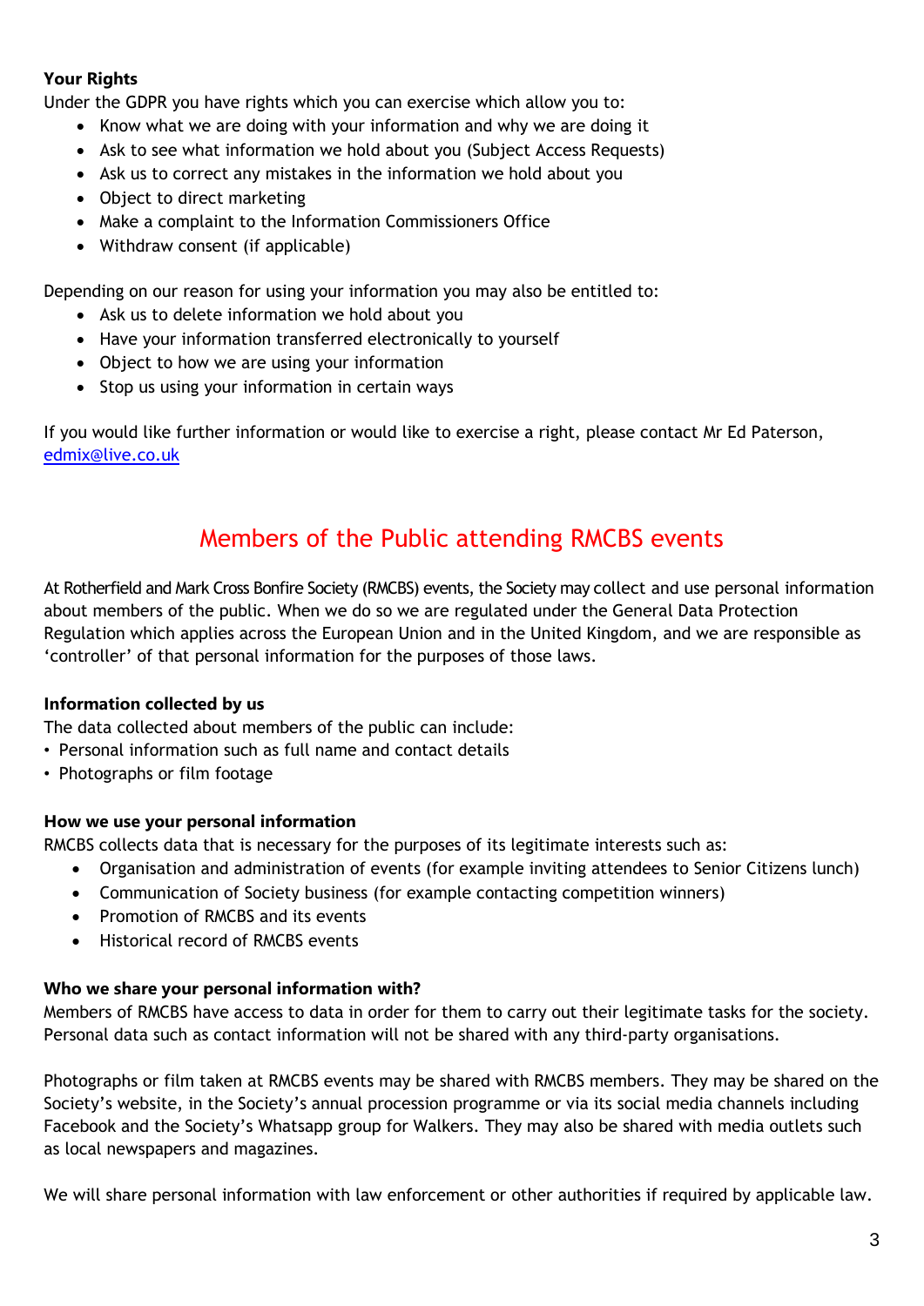**Your Rights**

Under the GDPR you have rights which you can exercise which allow you to:

- Know what we are doing with your information and why we are doing it
- Ask to see what information we hold about you (Subject Access Requests)
- Ask us to correct any mistakes in the information we hold about you
- Object to direct marketing
- Make a complaint to the Information Commissioners Office
- Withdraw consent (if applicable)

Depending on our reason for using your information you may also be entitled to:

- Ask us to delete information we hold about you
- Have your information transferred electronically to yourself
- Object to how we are using your information
- Stop us using your information in certain ways

If you would like further information or would like to exercise a right, please contact Mr Ed Paterson, edmix@live.co.uk

## Members of the Public attending RMCBS events

At Rotherfield and Mark Cross Bonfire Society (RMCBS) events, the Society may collect and use personal information about members of the public. When we do so we are regulated under the General Data Protection Regulation which applies across the European Union and in the United Kingdom, and we are responsible as 'controller' of that personal information for the purposes of those laws.

**Information collected by us**

The data collected about members of the public can include:

- Personal information such as full name and contact details
- Photographs or film footage

**How we use your personal information**

RMCBS collects data that is necessary for the purposes of its legitimate interests such as:

- Organisation and administration of events (for example inviting attendees to Senior Citizens lunch)
- Communication of Society business (for example contacting competition winners)
- Promotion of RMCBS and its events
- Historical record of RMCBS events

**Who we share your personal information with?**

Members of RMCBS have access to data in order for them to carry out their legitimate tasks for the society. Personal data such as contact information will not be shared with any third-party organisations.

Photographs or film taken at RMCBS events may be shared with RMCBS members. They may be shared on the Society's website, in the Society's annual procession programme or via its social media channels including Facebook and the Society's Whatsapp group for Walkers. They may also be shared with media outlets such as local newspapers and magazines.

We will share personal information with law enforcement or other authorities if required by applicable law.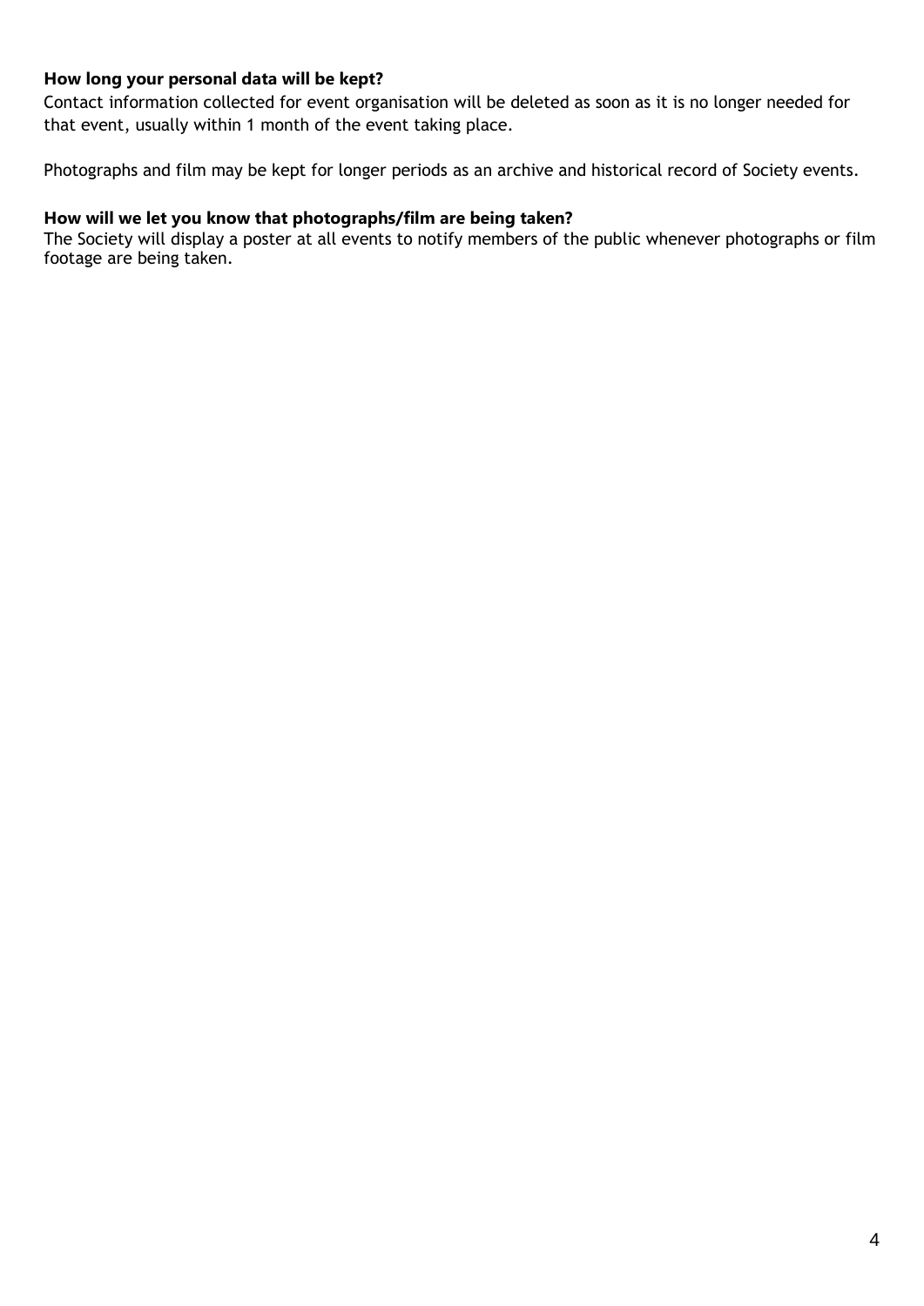### How long your personal data will be kept?

Contact information collected for event organisation will be deleted as soon as it is no longer needed for that event, usually within 1 month of the event taking place.

Photographs and film may be kept for longer periods as an archive and historical record of Society events.

### How will we let you know that photographs/film are being taken?

The Society will display a poster at all events to notify members of the public whenever photographs or film footage are being taken.